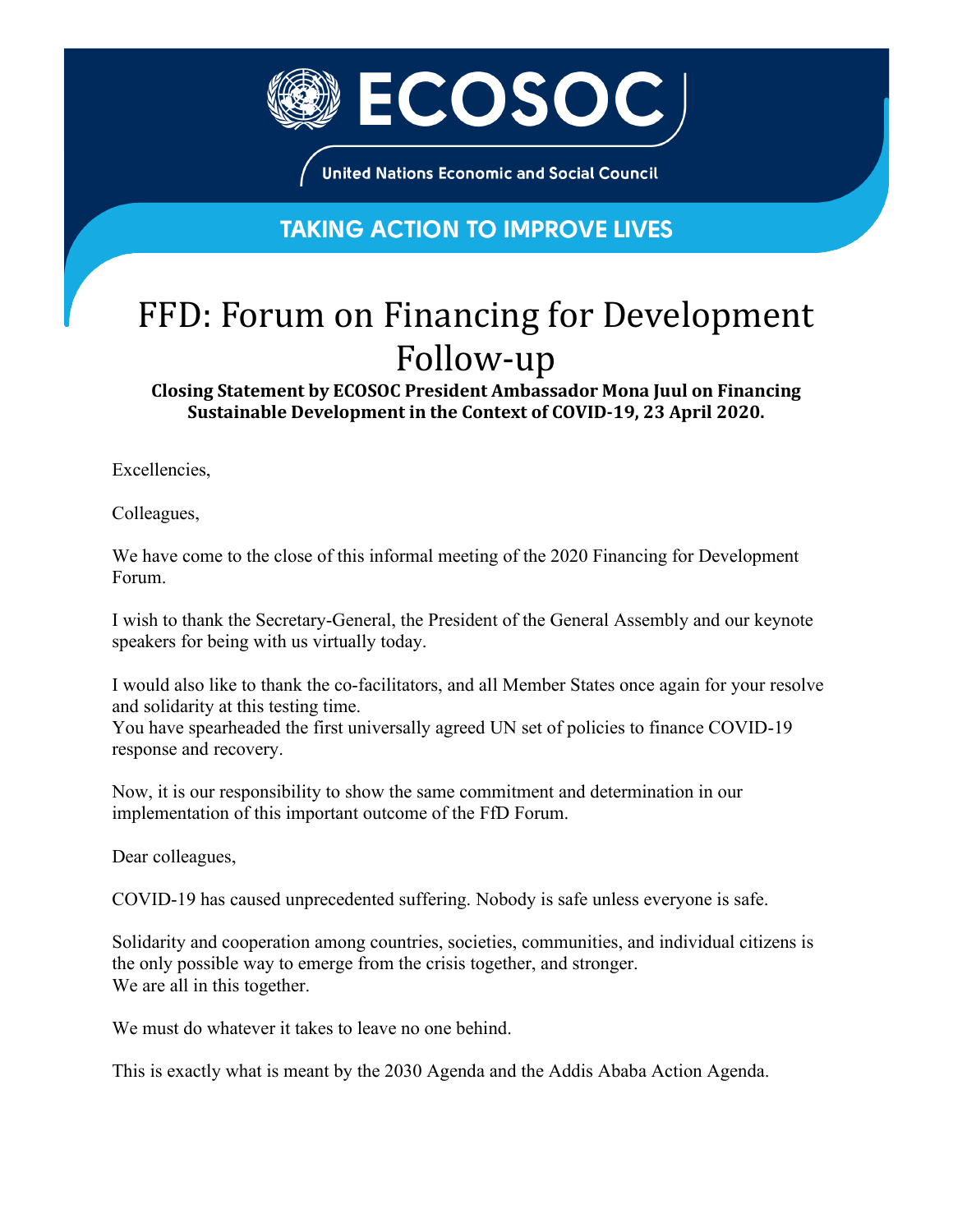ECOSOC

United Nations Economic and Social Council

TAKING ACTION TO IMPROVE LIVES

# FFD: Forum on Financing for Development Follow-up

**Closing Statement by ECOSOC President Ambassador Mona Juul on Financing Sustainable Development in the Context of COVID-19, 23 April 2020.**

Excellencies,

Colleagues,

We have come to the close of this informal meeting of the 2020 Financing for Development Forum.

I wish to thank the Secretary-General, the President of the General Assembly and our keynote speakers for being with us virtually today.

I would also like to thank the co-facilitators, and all Member States once again for your resolve and solidarity at this testing time.
You have spearheaded the first universally agreed UN set of policies to finance COVID-19 response and recovery.

Now, it is our responsibility to show the same commitment and determination in our implementation of this important outcome of the FfD Forum.

Dear colleagues,

COVID-19 has caused unprecedented suffering. Nobody is safe unless everyone is safe.

Solidarity and cooperation among countries, societies, communities, and individual citizens is the only possible way to emerge from the crisis together, and stronger.
We are all in this together.

We must do whatever it takes to leave no one behind.

This is exactly what is meant by the 2030 Agenda and the Addis Ababa Action Agenda.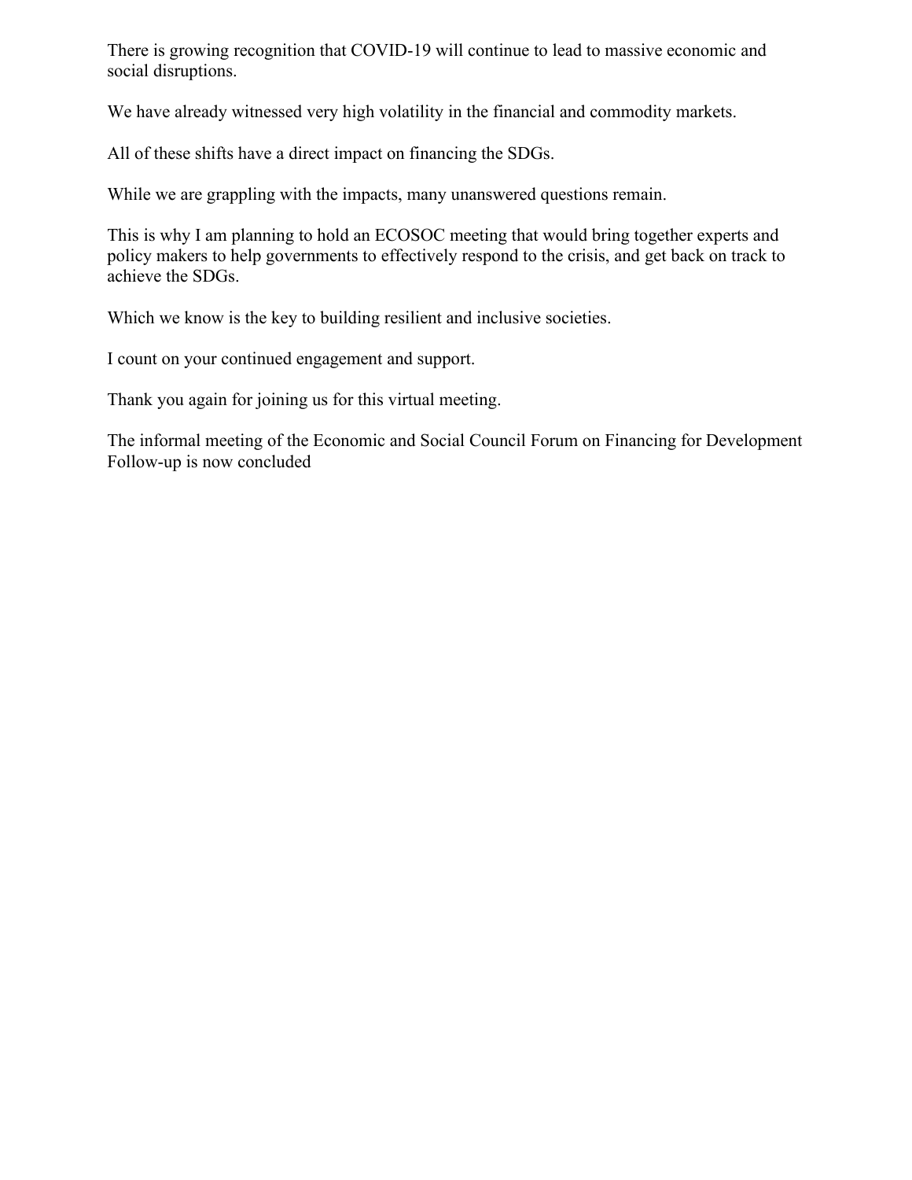There is growing recognition that COVID-19 will continue to lead to massive economic and social disruptions.

We have already witnessed very high volatility in the financial and commodity markets.

All of these shifts have a direct impact on financing the SDGs.

While we are grappling with the impacts, many unanswered questions remain.

This is why I am planning to hold an ECOSOC meeting that would bring together experts and policy makers to help governments to effectively respond to the crisis, and get back on track to achieve the SDGs.

Which we know is the key to building resilient and inclusive societies.

I count on your continued engagement and support.

Thank you again for joining us for this virtual meeting.

The informal meeting of the Economic and Social Council Forum on Financing for Development Follow-up is now concluded